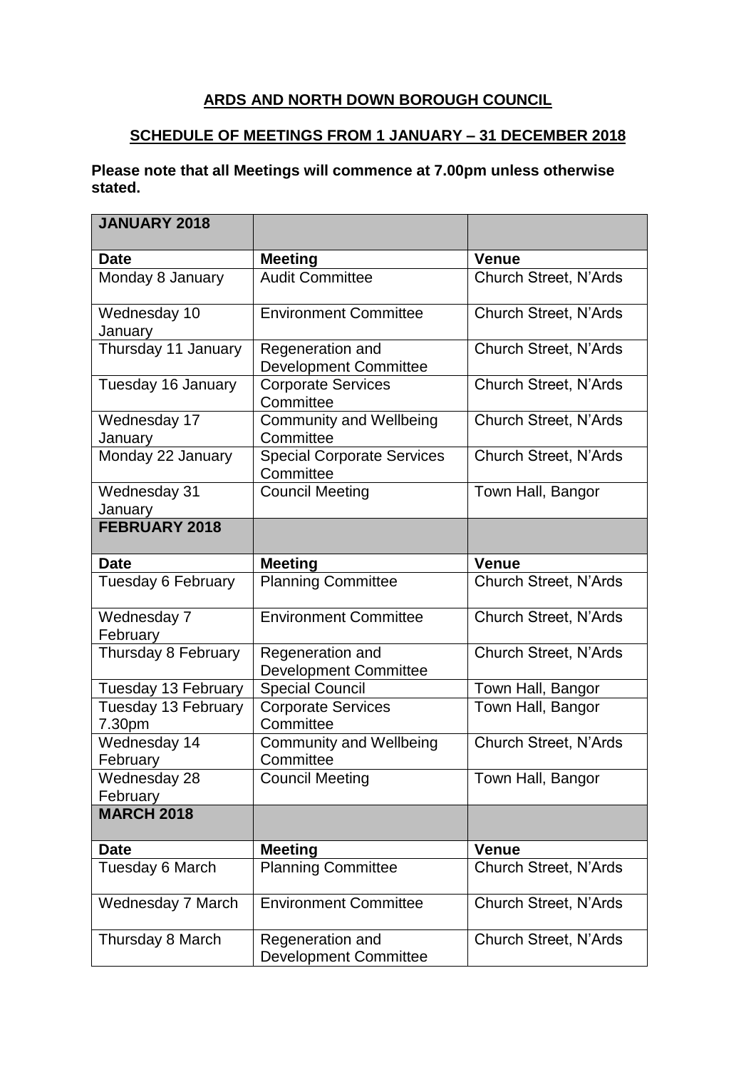**ARDS AND NORTH DOWN BOROUGH COUNCIL**

**SCHEDULE OF MEETINGS FROM 1 JANUARY – 31 DECEMBER 2018**

**Please note that all Meetings will commence at 7.00pm unless otherwise stated.**

| **JANUARY 2018** | | |
|---|---|---|
| **Date** | **Meeting** | **Venue** |
| Monday 8 January | Audit Committee | Church Street, N'Ards |
| Wednesday 10 January | Environment Committee | Church Street, N'Ards |
| Thursday 11 January | Regeneration and Development Committee | Church Street, N'Ards |
| Tuesday 16 January | Corporate Services Committee | Church Street, N'Ards |
| Wednesday 17 January | Community and Wellbeing Committee | Church Street, N'Ards |
| Monday 22 January | Special Corporate Services Committee | Church Street, N'Ards |
| Wednesday 31 January | Council Meeting | Town Hall, Bangor |
| **FEBRUARY 2018** | | |
| **Date** | **Meeting** | **Venue** |
| Tuesday 6 February | Planning Committee | Church Street, N'Ards |
| Wednesday 7 February | Environment Committee | Church Street, N'Ards |
| Thursday 8 February | Regeneration and Development Committee | Church Street, N'Ards |
| Tuesday 13 February | Special Council | Town Hall, Bangor |
| Tuesday 13 February 7.30pm | Corporate Services Committee | Town Hall, Bangor |
| Wednesday 14 February | Community and Wellbeing Committee | Church Street, N'Ards |
| Wednesday 28 February | Council Meeting | Town Hall, Bangor |
| **MARCH 2018** | | |
| **Date** | **Meeting** | **Venue** |
| Tuesday 6 March | Planning Committee | Church Street, N'Ards |
| Wednesday 7 March | Environment Committee | Church Street, N'Ards |
| Thursday 8 March | Regeneration and Development Committee | Church Street, N'Ards |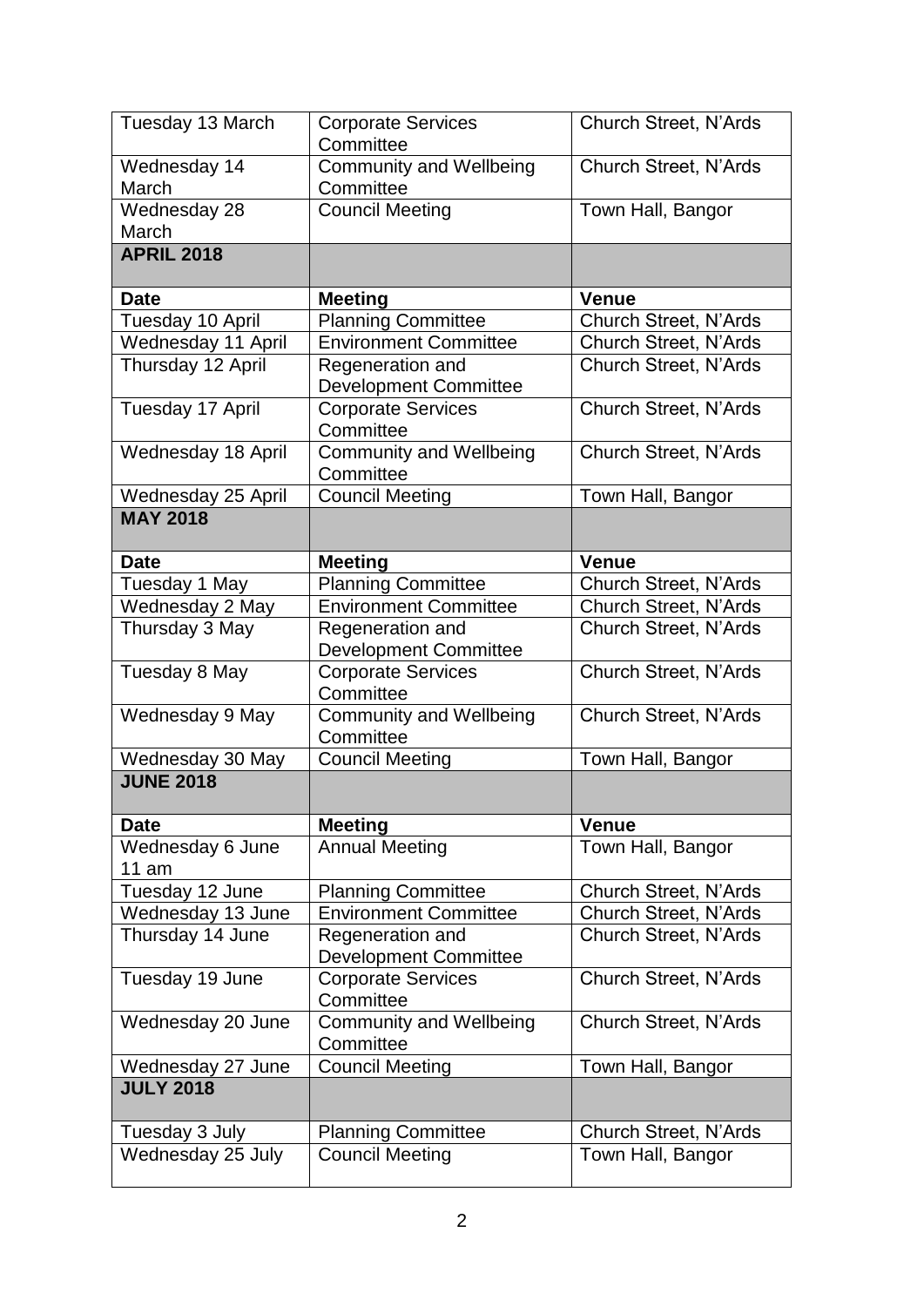| | | |
|---|---|---|
| Tuesday 13 March | Corporate Services Committee | Church Street, N'Ards |
| Wednesday 14 March | Community and Wellbeing Committee | Church Street, N'Ards |
| Wednesday 28 March | Council Meeting | Town Hall, Bangor |
| **APRIL 2018** | | |
| **Date** | **Meeting** | **Venue** |
| Tuesday 10 April | Planning Committee | Church Street, N'Ards |
| Wednesday 11 April | Environment Committee | Church Street, N'Ards |
| Thursday 12 April | Regeneration and Development Committee | Church Street, N'Ards |
| Tuesday 17 April | Corporate Services Committee | Church Street, N'Ards |
| Wednesday 18 April | Community and Wellbeing Committee | Church Street, N'Ards |
| Wednesday 25 April | Council Meeting | Town Hall, Bangor |
| **MAY 2018** | | |
| **Date** | **Meeting** | **Venue** |
| Tuesday 1 May | Planning Committee | Church Street, N'Ards |
| Wednesday 2 May | Environment Committee | Church Street, N'Ards |
| Thursday 3 May | Regeneration and Development Committee | Church Street, N'Ards |
| Tuesday 8 May | Corporate Services Committee | Church Street, N'Ards |
| Wednesday 9 May | Community and Wellbeing Committee | Church Street, N'Ards |
| Wednesday 30 May | Council Meeting | Town Hall, Bangor |
| **JUNE 2018** | | |
| **Date** | **Meeting** | **Venue** |
| Wednesday 6 June 11 am | Annual Meeting | Town Hall, Bangor |
| Tuesday 12 June | Planning Committee | Church Street, N'Ards |
| Wednesday 13 June | Environment Committee | Church Street, N'Ards |
| Thursday 14 June | Regeneration and Development Committee | Church Street, N'Ards |
| Tuesday 19 June | Corporate Services Committee | Church Street, N'Ards |
| Wednesday 20 June | Community and Wellbeing Committee | Church Street, N'Ards |
| Wednesday 27 June | Council Meeting | Town Hall, Bangor |
| **JULY 2018** | | |
| Tuesday 3 July | Planning Committee | Church Street, N'Ards |
| Wednesday 25 July | Council Meeting | Town Hall, Bangor |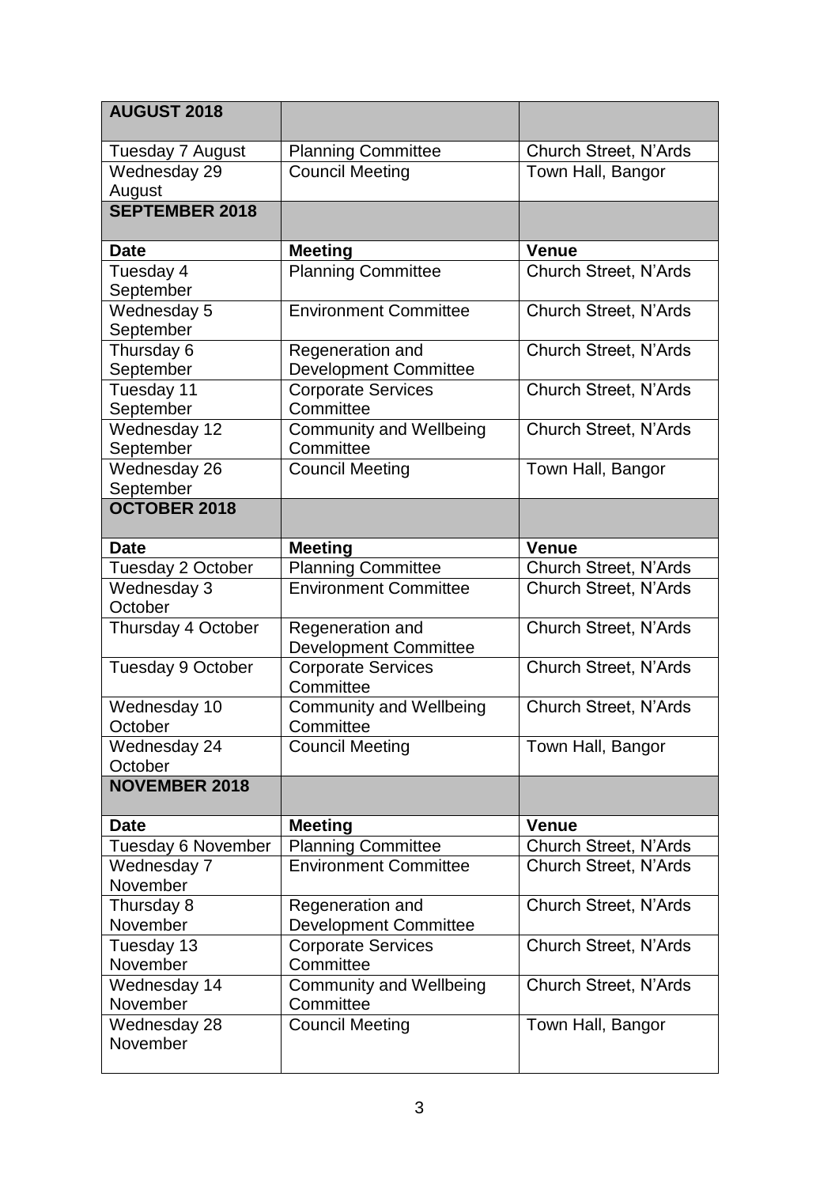| AUGUST 2018 | | |
|---|---|---|
| Tuesday 7 August | Planning Committee | Church Street, N'Ards |
| Wednesday 29 August | Council Meeting | Town Hall, Bangor |
| **SEPTEMBER 2018** | | |
| **Date** | **Meeting** | **Venue** |
| Tuesday 4 September | Planning Committee | Church Street, N'Ards |
| Wednesday 5 September | Environment Committee | Church Street, N'Ards |
| Thursday 6 September | Regeneration and Development Committee | Church Street, N'Ards |
| Tuesday 11 September | Corporate Services Committee | Church Street, N'Ards |
| Wednesday 12 September | Community and Wellbeing Committee | Church Street, N'Ards |
| Wednesday 26 September | Council Meeting | Town Hall, Bangor |
| **OCTOBER 2018** | | |
| **Date** | **Meeting** | **Venue** |
| Tuesday 2 October | Planning Committee | Church Street, N'Ards |
| Wednesday 3 October | Environment Committee | Church Street, N'Ards |
| Thursday 4 October | Regeneration and Development Committee | Church Street, N'Ards |
| Tuesday 9 October | Corporate Services Committee | Church Street, N'Ards |
| Wednesday 10 October | Community and Wellbeing Committee | Church Street, N'Ards |
| Wednesday 24 October | Council Meeting | Town Hall, Bangor |
| **NOVEMBER 2018** | | |
| **Date** | **Meeting** | **Venue** |
| Tuesday 6 November | Planning Committee | Church Street, N'Ards |
| Wednesday 7 November | Environment Committee | Church Street, N'Ards |
| Thursday 8 November | Regeneration and Development Committee | Church Street, N'Ards |
| Tuesday 13 November | Corporate Services Committee | Church Street, N'Ards |
| Wednesday 14 November | Community and Wellbeing Committee | Church Street, N'Ards |
| Wednesday 28 November | Council Meeting | Town Hall, Bangor |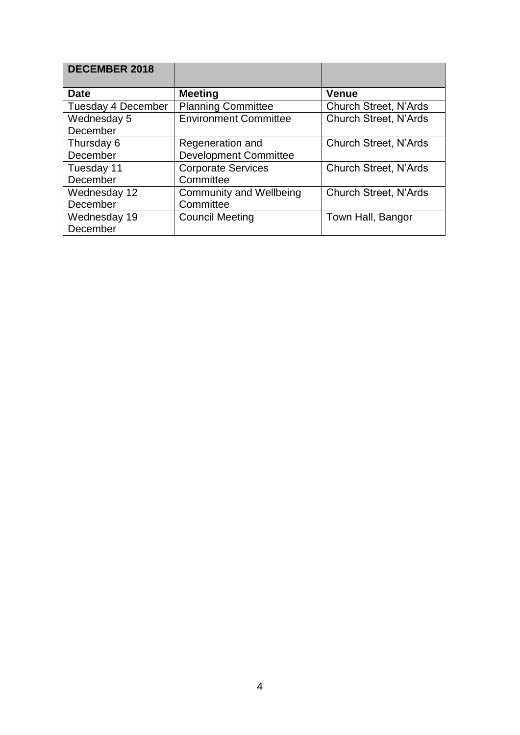| DECEMBER 2018 | | |
|---|---|---|
| **Date** | **Meeting** | **Venue** |
| Tuesday 4 December | Planning Committee | Church Street, N'Ards |
| Wednesday 5 December | Environment Committee | Church Street, N'Ards |
| Thursday 6 December | Regeneration and Development Committee | Church Street, N'Ards |
| Tuesday 11 December | Corporate Services Committee | Church Street, N'Ards |
| Wednesday 12 December | Community and Wellbeing Committee | Church Street, N'Ards |
| Wednesday 19 December | Council Meeting | Town Hall, Bangor |